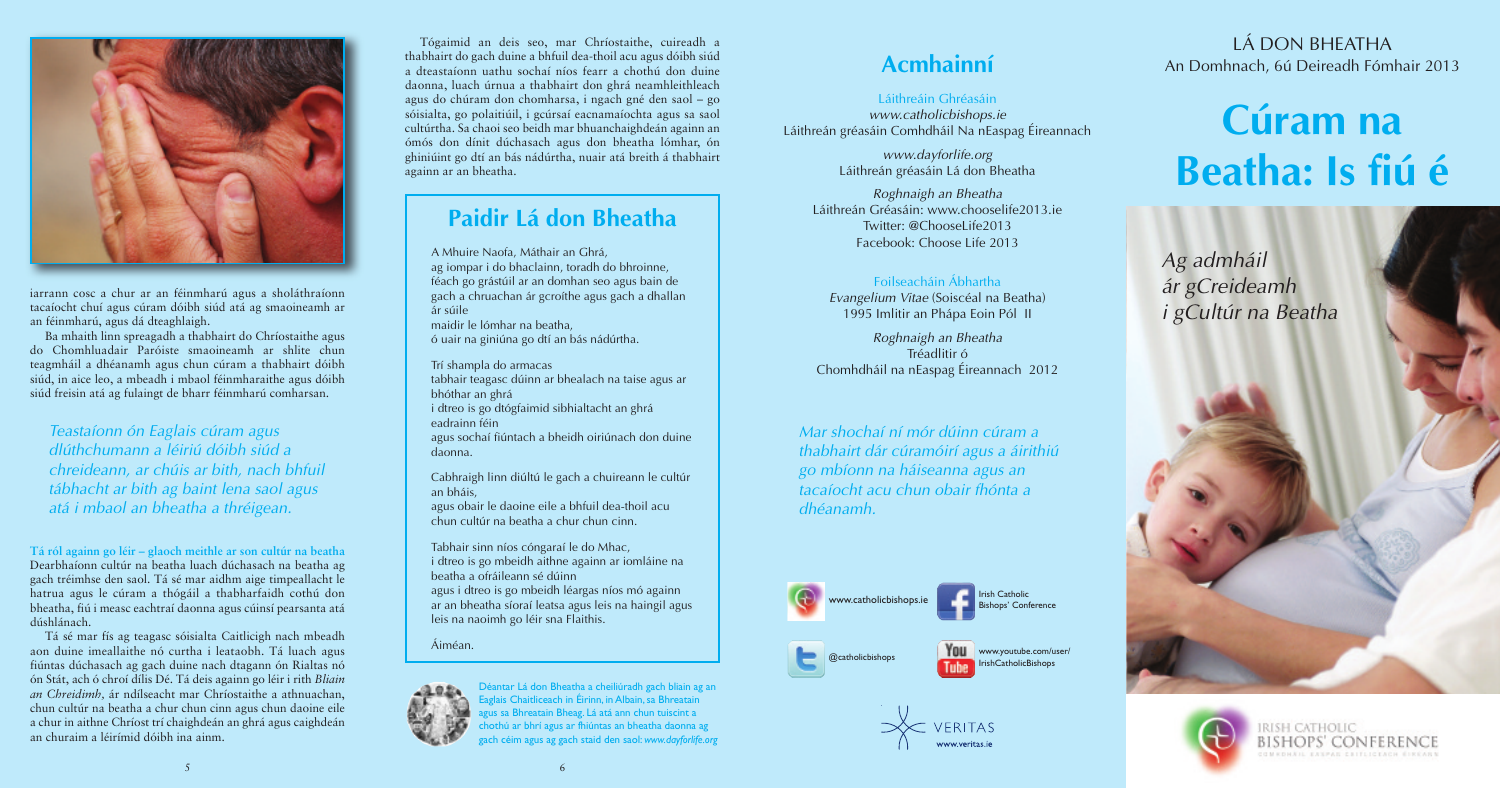iarrann cosc a chur ar an féinmharú agus a sholáthraíonn tacaíocht chuí agus cúram dóibh siúd atá ag smaoineamh ar an féinmharú, agus dá dteaghlaigh.

Ba mhaith linn spreagadh a thabhairt do Chríostaithe agus do Chomhluadair Paróiste smaoineamh ar shlite chun teagmháil a dhéanamh agus chun cúram a thabhairt dóibh siúd, in aice leo, a mbeadh i mbaol féinmharaithe agus dóibh siúd freisin atá ag fulaingt de bharr féinmharú comharsan.

*Teastaíonn ón Eaglais cúram agus dlúthchumann a léiriú dóibh siúd a chreideann, ar chúis ar bith, nach bhfuil tábhacht ar bith ag baint lena saol agus atá i mbaol an bheatha a thréigean.*

**Tá ról againn go léir – glaoch meithle ar son cultúr na beatha**
Dearbhaíonn cultúr na beatha luach dúchasach na beatha ag gach tréimhse den saol. Tá sé mar aidhm aige timpeallacht le hatrua agus le cúram a thógáil a thabharfaidh cothú don bheatha, fiú i measc eachtraí daonna agus cúinsí pearsanta atá dúshlánach.

Tá sé mar fís ag teagasc sóisialta Caitlicigh nach mbeadh aon duine imeallaithe nó curtha i leataobh. Tá luach agus fiúntas dúchasach ag gach duine nach dtagann ón Rialtas nó ón Stát, ach ó chroí dílis Dé. Tá deis againn go léir i rith *Bliain an Chreidimh*, ár ndílseacht mar Chríostaithe a athnuachan, chun cultúr na beatha a chur chun cinn agus chun daoine eile a chur in aithne Chríost trí chaighdeán an ghrá agus caighdeán an churaim a léirímid dóibh ina ainm.

Tógaimid an deis seo, mar Chríostaithe, cuireadh a thabhairt do gach duine a bhfuil dea-thoil acu agus dóibh siúd a dteastaíonn uathu sochaí níos fearr a chothú don duine daonna, luach úrnua a thabhairt don ghrá neamhleithleach agus do chúram don chomharsa, i ngach gné den saol – go sóisialta, go polaitiúil, i gcúrsaí eacnamaíochta agus sa saol cultúrtha. Sa chaoi seo beidh mar bhuanchaighdeán againn an ómós don dínit dúchasach agus don bheatha lómhar, ón ghiniúint go dtí an bás nádúrtha, nuair atá breith á thabhairt againn ar an bheatha.

## Paidir Lá don Bheatha

A Mhuire Naofa, Máthair an Ghrá,
ag iompar i do bhaclainn, toradh do bhroinne,
féach go grástúil ar an domhan seo agus bain de gach a chruachan ár gcroíthe agus gach a dhallan ár súile
maidir le lómhar na beatha,
ó uair na giniúna go dtí an bás nádúrtha.

Trí shampla do armacas
tabhair teagasc dúinn ar bhealach na taise agus ar bhóthar an ghrá
i dtreo is go dtógfaimid sibhialtacht an ghrá eadrainn féin
agus sochaí fiúntach a bheidh oiriúnach don duine daonna.

Cabhraigh linn diúltú le gach a chuireann le cultúr an bháis,
agus obair le daoine eile a bhfuil dea-thoil acu chun cultúr na beatha a chur chun cinn.

Tabhair sinn níos cóngaraí le do Mhac,
i dtreo is go mbeidh aithne againn ar iomláine na beatha a ofráileann sé dúinn
agus i dtreo is go mbeidh léargas níos mó againn ar an bheatha síoraí leatsa agus leis na haingil agus leis na naoimh go léir sna Flaithis.

Áiméan.

Déantar Lá don Bheatha a cheiliúradh gach bliain ag an Eaglais Chaitliceach in Éirinn, in Albain, sa Bhreatain agus sa Bhreatain Bheag. Lá atá ann chun tuiscint a chothú ar bhrí agus ar fhiúntas an bheatha daonna ag gach céim agus ag gach staid den saol: *www.dayforlife.org*

## Acmhainní

Láithreáin Ghréasáin
*www.catholicbishops.ie*
Láithreán gréasáin Comhdháil Na nEaspag Éireannach

*www.dayforlife.org*
Láithreán gréasáin Lá don Bheatha

*Roghnaigh an Bheatha*
Láithreán Gréasáin: www.chooselife2013.ie
Twitter: @ChooseLife2013
Facebook: Choose Life 2013

Foilseacháin Ábhartha
*Evangelium Vitae* (Soiscéal na Beatha)
1995 Imlitir an Phápa Eoin Pól II

*Roghnaigh an Bheatha*
Tréadlitir ó
Chomhdháil na nEaspag Éireannach 2012

*Mar shochaí ní mór dúinn cúram a thabhairt dár cúramóirí agus a áirithiú go mbíonn na háiseanna agus an tacaíocht acu chun obair fhónta a dhéanamh.*

www.catholicbishops.ie
Irish Catholic Bishops' Conference
@catholicbishops
www.youtube.com/user/IrishCatholicBishops

VERITAS
www.veritas.ie

LÁ DON BHEATHA
An Domhnach, 6ú Deireadh Fómhair 2013

# Cúram na Beatha: Is fiú é

*Ag admháil ár gCreideamh i gCultúr na Beatha*

IRISH CATHOLIC BISHOPS' CONFERENCE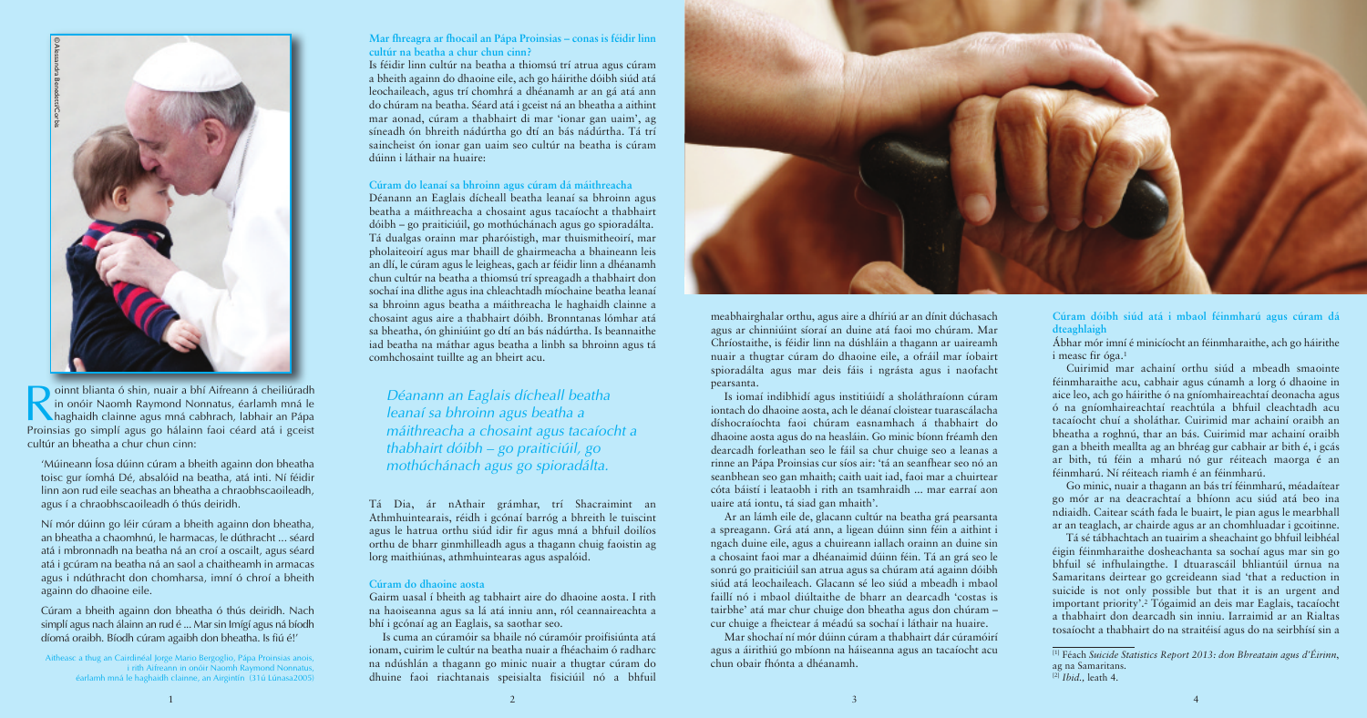Roinnt blianta ó shin, nuair a bhí Aifreann á cheiliúradh in onóir Naomh Raymond Nonnatus, éarlamh mná le haghaidh clainne agus mná cabhrach, labhair an Pápa Proinsias go simplí agus go hálainn faoi céard atá i gceist cultúr an bheatha a chur chun cinn:

> 'Múineann Íosa dúinn cúram a bheith againn don bheatha toisc gur íomhá Dé, absalóid na beatha, atá inti. Ní féidir linn aon rud eile seachas an bheatha a chraobhscaoileadh, agus í a chraobhscaoileadh ó thús deiridh.
>
> Ní mór dúinn go léir cúram a bheith againn don bheatha, an bheatha a chaomhnú, le harmacas, le dúthracht ... séard atá i mbronnadh na beatha ná an croí a oscailt, agus séard atá i gcúram na beatha ná an saol a chaitheamh in armacas agus i ndúthracht don chomharsa, imní ó chroí a bheith againn do dhaoine eile.
>
> Cúram a bheith againn don bheatha ó thús deiridh. Nach simplí agus nach álainn an rud é ... Mar sin Imígí agus ná bíodh díomá oraibh. Bíodh cúram agaibh don bheatha. Is fiú é!'

Aitheasc a thug an Cairdinéal Jorge Mario Bergoglio, Pápa Proinsias anois, i rith Aifreann in onóir Naomh Raymond Nonnatus, éarlamh mná le haghaidh clainne, an Airgintín (31ú Lúnasa2005)

### Mar fhreagra ar fhocail an Pápa Proinsias – conas is féidir linn cultúr na beatha a chur chun cinn?

Is féidir linn cultúr na beatha a thiomsú trí atrua agus cúram a bheith againn do dhaoine eile, ach go háirithe dóibh siúd atá leochaileach, agus trí chomhrá a dhéanamh ar an gá atá ann do chúram na beatha. Séard atá i gceist ná an bheatha a aithint mar aonad, cúram a thabhairt di mar 'ionar gan uaim', ag síneadh ón bhreith nádúrtha go dtí an bás nádúrtha. Tá trí saincheist ón ionar gan uaim seo cultúr na beatha is cúram dúinn i láthair na huaire:

### Cúram do leanaí sa bhroinn agus cúram dá máithreacha

Déanann an Eaglais dícheall beatha leanaí sa bhroinn agus beatha a máithreacha a chosaint agus tacaíocht a thabhairt dóibh – go praiticiúil, go mothúchánach agus go spioradálta. Tá dualgas orainn mar pharóistigh, mar thuismitheoirí, mar pholaiteoirí agus mar bhaill de ghairmeacha a bhaineann leis an dlí, le cúram agus le leigheas, gach ar féidir linn a dhéanamh chun cultúr na beatha a thiomsú trí spreagadh a thabhairt don sochaí ina dlithe agus ina chleachtadh míochaine beatha leanaí sa bhroinn agus beatha a máithreacha le haghaidh clainne a chosaint agus aire a thabhairt dóibh. Bronntanas lómhar atá sa bheatha, ón ghiniúint go dtí an bás nádúrtha. Is beannaithe iad beatha na máthar agus beatha a linbh sa bhroinn agus tá comhchosaint tuillte ag an bheirt acu.

*Déanann an Eaglais dícheall beatha leanaí sa bhroinn agus beatha a máithreacha a chosaint agus tacaíocht a thabhairt dóibh – go praiticiúil, go mothúchánach agus go spioradálta.*

Tá Dia, ár nAthair grámhar, trí Shacraimint an Athmhuintearais, réidh i gcónaí barróg a bhreith le tuiscint agus le hatrua orthu siúd idir fir agus mná a bhfuil doilíos orthu de bharr ginmhilleadh agus a thagann chuig faoistin ag lorg maithiúnas, athmhuintearas agus aspalóid.

### Cúram do dhaoine aosta

Gairm uasal í bheith ag tabhairt aire do dhaoine aosta. I rith na haoiseanna agus sa lá atá inniu ann, ról ceannaireachta a bhí i gcónaí ag an Eaglais, sa saothar seo.

Is cuma an cúramóir sa bhaile nó cúramóir proifisiúnta atá ionam, cuirim le cultúr na beatha nuair a fhéachaim ó radharc na ndúshlán a thagann go minic nuair a thugtar cúram do dhuine faoi riachtanais speisialta fisiciúil nó a bhfuil meabhairghalar orthu, agus aire a dhíriú ar an dínit dúchasach agus ar chinniúint síoraí an duine atá faoi mo chúram. Mar Chríostaithe, is féidir linn na dúshláin a thagann ar uaireamh nuair a thugtar cúram do dhaoine eile, a ofráil mar íobairt spioradálta agus mar deis fáis i ngrásta agus i naofacht pearsanta.

Is iomaí indibhidí agus institiúidí a sholáthraíonn cúram iontach do dhaoine aosta, ach le déanaí cloistear tuarascálacha díshocraíochta faoi chúram easnamhach á thabhairt do dhaoine aosta agus do na heasláin. Go minic bíonn fréamh den dearcadh forleathan seo le fáil sa chur chuige seo a leanas a rinne an Pápa Proinsias cur síos air: 'tá an seanfhear seo nó an seanbhean seo gan mhaith; caith uait iad, faoi mar a chuirtear cóta báistí i leataobh i rith an tsamhraidh ... mar earraí aon uaire atá iontu, tá siad gan mhaith'.

Ar an lámh eile de, glacann cultúr na beatha grá pearsanta a spreagann. Grá atá ann, a ligean dúinn sinn féin a aithint i ngach duine eile, agus a chuireann iallach orainn an duine sin a chosaint faoi mar a dhéanaimid dúinn féin. Tá an grá seo le sonrú go praiticiúil san atrua agus sa chúram atá againn dóibh siúd atá leochaileach. Glacann sé leo siúd a mbeadh i mbaol faillí nó i mbaol diúltaithe de bharr an dearcadh 'costas is tairbhe' atá mar chur chuige don bheatha agus don chúram – cur chuige a fheictear á méadú sa sochaí i láthair na huaire.

Mar shochaí ní mór dúinn cúram a thabhairt dár cúramóirí agus a áirithiú go mbíonn na háiseanna agus an tacaíocht acu chun obair fhónta a dhéanamh.

### Cúram dóibh siúd atá i mbaol féinmharú agus cúram dá dteaghlaigh

Ábhar mór imní é minicíocht an féinmharaithe, ach go háirithe i measc fir óga.[1]

Cuirimid mar achainí orthu siúd a mbeadh smaointe féinmharaithe acu, cabhair agus cúnamh a lorg ó dhaoine in aice leo, ach go háirithe ó na gníomhaireachtaí deonacha agus ó na gníomhaireachtaí reachtúla a bhfuil cleachtadh acu tacaíocht chuí a sholáthar. Cuirimid mar achainí oraibh an bheatha a roghnú, thar an bás. Cuirimid mar achainí oraibh gan a bheith meallta ag an bhréag gur cabhair ar bith é, i gcás ar bith, tú féin a mharú nó gur réiteach maorga é an féinmharú. Ní réiteach riamh é an féinmharú.

Go minic, nuair a thagann an bás trí féinmharú, méadaítear go mór ar na deacrachtaí a bhíonn acu siúd atá beo ina ndiaidh. Caitear scáth fada le buairt, le pian agus le mearbhall ar an teaghlach, ar chairde agus ar an chomhluadar i gcoitinne.

Tá sé tábhachtach an tuairim a sheachaint go bhfuil leibhéal éigin féinmharaithe dosheachanta sa sochaí agus mar sin go bhfuil sé infhulaingthe. I dtuarascáil bhliantúil úrnua na Samaritans deirtear go gcreideann siad 'that a reduction in suicide is not only possible but that it is an urgent and important priority'.[2] Tógaimid an deis mar Eaglais, tacaíocht a thabhairt don dearcadh sin inniu. Iarraimid ar an Rialtas tosaíocht a thabhairt do na straitéisí agus do na seirbhísí sin a

[1] Féach *Suicide Statistics Report 2013: don Bhreatain agus d'Éirinn*, ag na Samaritans.
[2] *Ibid.*, leath 4.